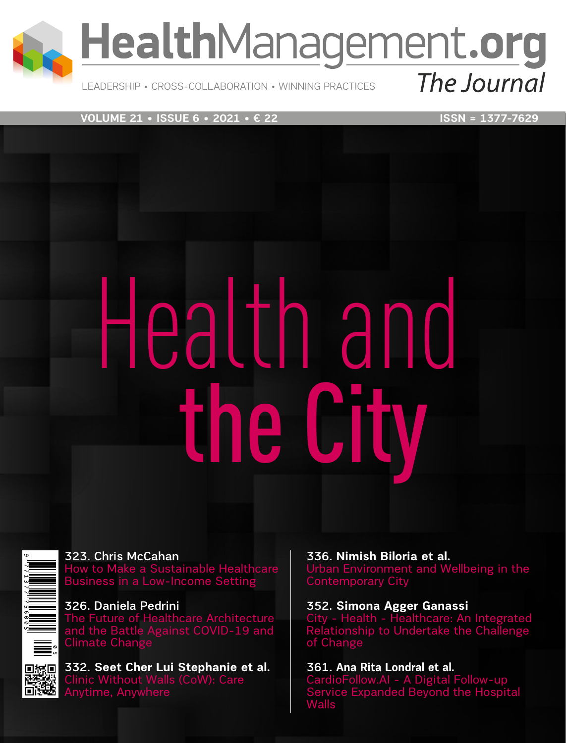# HealthManagement.org

## The Journal

LEADERSHIP • CROSS-COLLABORATION • WINNING PRACTICES

VOLUME 21 • ISSUE 6 • 2021 • € 22

ISSN = 1377-7629

# Health and the City

323. Chris McCahan
How to Make a Sustainable Healthcare Business in a Low-Income Setting

326. Daniela Pedrini
The Future of Healthcare Architecture and the Battle Against COVID-19 and Climate Change

332. **Seet Cher Lui Stephanie et al.**
Clinic Without Walls (CoW): Care Anytime, Anywhere

336. **Nimish Biloria et al.**
Urban Environment and Wellbeing in the Contemporary City

352. **Simona Agger Ganassi**
City - Health - Healthcare: An Integrated Relationship to Undertake the Challenge of Change

361. **Ana Rita Londral et al.**
CardioFollow.AI - A Digital Follow-up Service Expanded Beyond the Hospital Walls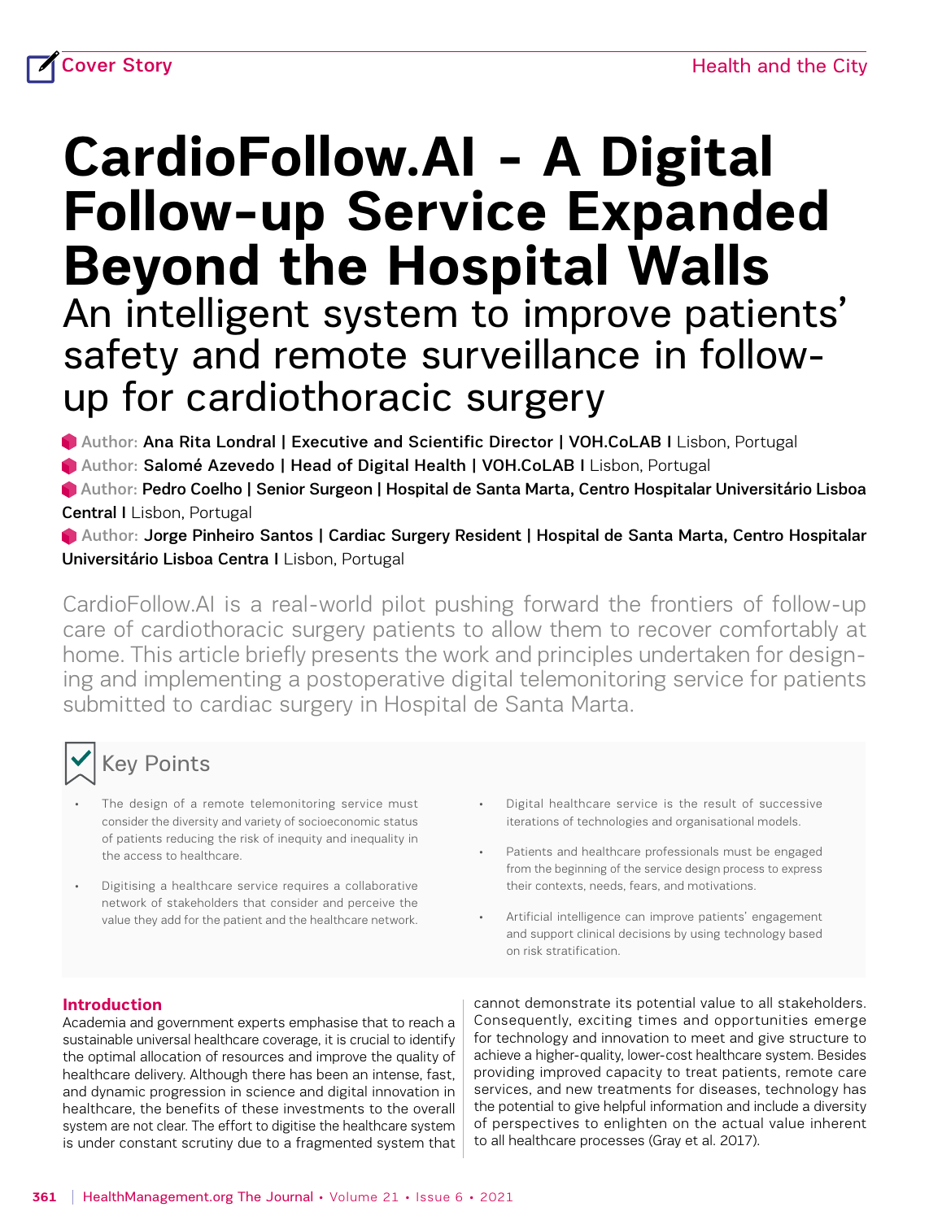Cover Story

# CardioFollow.AI - A Digital Follow-up Service Expanded Beyond the Hospital Walls

## An intelligent system to improve patients' safety and remote surveillance in follow-up for cardiothoracic surgery

**Author:** **Ana Rita Londral | Executive and Scientific Director | VOH.CoLAB |** Lisbon, Portugal

**Author:** **Salomé Azevedo | Head of Digital Health | VOH.CoLAB |** Lisbon, Portugal

**Author:** **Pedro Coelho | Senior Surgeon | Hospital de Santa Marta, Centro Hospitalar Universitário Lisboa Central |** Lisbon, Portugal

**Author:** **Jorge Pinheiro Santos | Cardiac Surgery Resident | Hospital de Santa Marta, Centro Hospitalar Universitário Lisboa Centra |** Lisbon, Portugal

CardioFollow.AI is a real-world pilot pushing forward the frontiers of follow-up care of cardiothoracic surgery patients to allow them to recover comfortably at home. This article briefly presents the work and principles undertaken for designing and implementing a postoperative digital telemonitoring service for patients submitted to cardiac surgery in Hospital de Santa Marta.

### Key Points

- The design of a remote telemonitoring service must consider the diversity and variety of socioeconomic status of patients reducing the risk of inequity and inequality in the access to healthcare.
- Digitising a healthcare service requires a collaborative network of stakeholders that consider and perceive the value they add for the patient and the healthcare network.
- Digital healthcare service is the result of successive iterations of technologies and organisational models.
- Patients and healthcare professionals must be engaged from the beginning of the service design process to express their contexts, needs, fears, and motivations.
- Artificial intelligence can improve patients' engagement and support clinical decisions by using technology based on risk stratification.

### Introduction

Academia and government experts emphasise that to reach a sustainable universal healthcare coverage, it is crucial to identify the optimal allocation of resources and improve the quality of healthcare delivery. Although there has been an intense, fast, and dynamic progression in science and digital innovation in healthcare, the benefits of these investments to the overall system are not clear. The effort to digitise the healthcare system is under constant scrutiny due to a fragmented system that cannot demonstrate its potential value to all stakeholders. Consequently, exciting times and opportunities emerge for technology and innovation to meet and give structure to achieve a higher-quality, lower-cost healthcare system. Besides providing improved capacity to treat patients, remote care services, and new treatments for diseases, technology has the potential to give helpful information and include a diversity of perspectives to enlighten on the actual value inherent to all healthcare processes (Gray et al. 2017).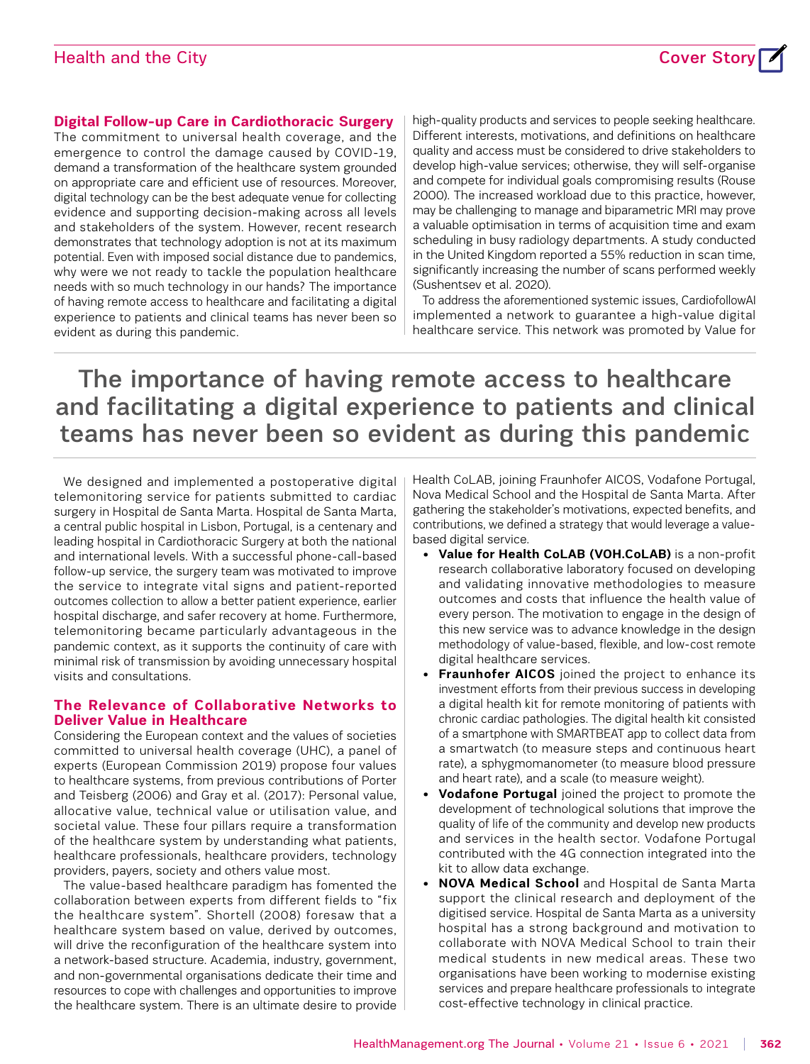## Digital Follow-up Care in Cardiothoracic Surgery

The commitment to universal health coverage, and the emergence to control the damage caused by COVID-19, demand a transformation of the healthcare system grounded on appropriate care and efficient use of resources. Moreover, digital technology can be the best adequate venue for collecting evidence and supporting decision-making across all levels and stakeholders of the system. However, recent research demonstrates that technology adoption is not at its maximum potential. Even with imposed social distance due to pandemics, why were we not ready to tackle the population healthcare needs with so much technology in our hands? The importance of having remote access to healthcare and facilitating a digital experience to patients and clinical teams has never been so evident as during this pandemic.

We designed and implemented a postoperative digital telemonitoring service for patients submitted to cardiac surgery in Hospital de Santa Marta. Hospital de Santa Marta, a central public hospital in Lisbon, Portugal, is a centenary and leading hospital in Cardiothoracic Surgery at both the national and international levels. With a successful phone-call-based follow-up service, the surgery team was motivated to improve the service to integrate vital signs and patient-reported outcomes collection to allow a better patient experience, earlier hospital discharge, and safer recovery at home. Furthermore, telemonitoring became particularly advantageous in the pandemic context, as it supports the continuity of care with minimal risk of transmission by avoiding unnecessary hospital visits and consultations.

## The Relevance of Collaborative Networks to Deliver Value in Healthcare

Considering the European context and the values of societies committed to universal health coverage (UHC), a panel of experts (European Commission 2019) propose four values to healthcare systems, from previous contributions of Porter and Teisberg (2006) and Gray et al. (2017): Personal value, allocative value, technical value or utilisation value, and societal value. These four pillars require a transformation of the healthcare system by understanding what patients, healthcare professionals, healthcare providers, technology providers, payers, society and others value most.

The value-based healthcare paradigm has fomented the collaboration between experts from different fields to "fix the healthcare system". Shortell (2008) foresaw that a healthcare system based on value, derived by outcomes, will drive the reconfiguration of the healthcare system into a network-based structure. Academia, industry, government, and non-governmental organisations dedicate their time and resources to cope with challenges and opportunities to improve the healthcare system. There is an ultimate desire to provide high-quality products and services to people seeking healthcare. Different interests, motivations, and definitions on healthcare quality and access must be considered to drive stakeholders to develop high-value services; otherwise, they will self-organise and compete for individual goals compromising results (Rouse 2000). The increased workload due to this practice, however, may be challenging to manage and biparametric MRI may prove a valuable optimisation in terms of acquisition time and exam scheduling in busy radiology departments. A study conducted in the United Kingdom reported a 55% reduction in scan time, significantly increasing the number of scans performed weekly (Sushentsev et al. 2020).

To address the aforementioned systemic issues, CardiofollowAI implemented a network to guarantee a high-value digital healthcare service. This network was promoted by Value for Health CoLAB, joining Fraunhofer AICOS, Vodafone Portugal, Nova Medical School and the Hospital de Santa Marta. After gathering the stakeholder's motivations, expected benefits, and contributions, we defined a strategy that would leverage a value-based digital service.

> The importance of having remote access to healthcare and facilitating a digital experience to patients and clinical teams has never been so evident as during this pandemic

- **Value for Health CoLAB (VOH.CoLAB)** is a non-profit research collaborative laboratory focused on developing and validating innovative methodologies to measure outcomes and costs that influence the health value of every person. The motivation to engage in the design of this new service was to advance knowledge in the design methodology of value-based, flexible, and low-cost remote digital healthcare services.
- **Fraunhofer AICOS** joined the project to enhance its investment efforts from their previous success in developing a digital health kit for remote monitoring of patients with chronic cardiac pathologies. The digital health kit consisted of a smartphone with SMARTBEAT app to collect data from a smartwatch (to measure steps and continuous heart rate), a sphygmomanometer (to measure blood pressure and heart rate), and a scale (to measure weight).
- **Vodafone Portugal** joined the project to promote the development of technological solutions that improve the quality of life of the community and develop new products and services in the health sector. Vodafone Portugal contributed with the 4G connection integrated into the kit to allow data exchange.
- **NOVA Medical School** and Hospital de Santa Marta support the clinical research and deployment of the digitised service. Hospital de Santa Marta as a university hospital has a strong background and motivation to collaborate with NOVA Medical School to train their medical students in new medical areas. These two organisations have been working to modernise existing services and prepare healthcare professionals to integrate cost-effective technology in clinical practice.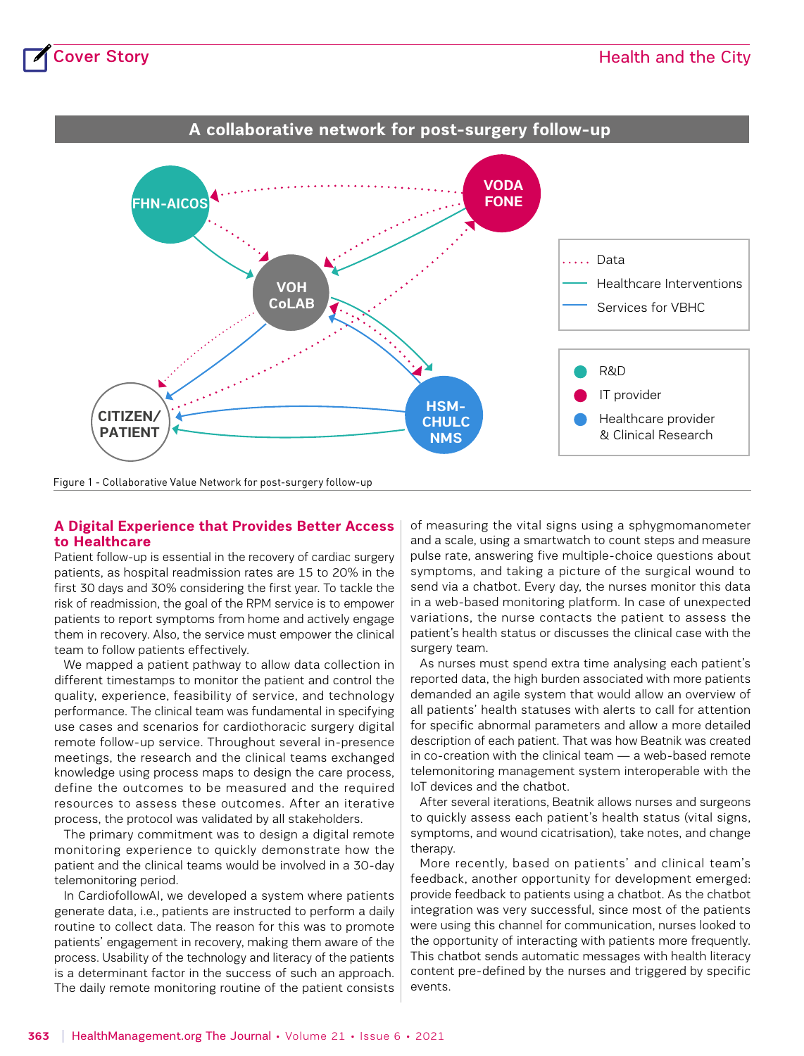## A collaborative network for post-surgery follow-up

Figure 1 - Collaborative Value Network for post-surgery follow-up

### A Digital Experience that Provides Better Access to Healthcare

Patient follow-up is essential in the recovery of cardiac surgery patients, as hospital readmission rates are 15 to 20% in the first 30 days and 30% considering the first year. To tackle the risk of readmission, the goal of the RPM service is to empower patients to report symptoms from home and actively engage them in recovery. Also, the service must empower the clinical team to follow patients effectively.

We mapped a patient pathway to allow data collection in different timestamps to monitor the patient and control the quality, experience, feasibility of service, and technology performance. The clinical team was fundamental in specifying use cases and scenarios for cardiothoracic surgery digital remote follow-up service. Throughout several in-presence meetings, the research and the clinical teams exchanged knowledge using process maps to design the care process, define the outcomes to be measured and the required resources to assess these outcomes. After an iterative process, the protocol was validated by all stakeholders.

The primary commitment was to design a digital remote monitoring experience to quickly demonstrate how the patient and the clinical teams would be involved in a 30-day telemonitoring period.

In CardiofollowAI, we developed a system where patients generate data, i.e., patients are instructed to perform a daily routine to collect data. The reason for this was to promote patients' engagement in recovery, making them aware of the process. Usability of the technology and literacy of the patients is a determinant factor in the success of such an approach. The daily remote monitoring routine of the patient consists of measuring the vital signs using a sphygmomanometer and a scale, using a smartwatch to count steps and measure pulse rate, answering five multiple-choice questions about symptoms, and taking a picture of the surgical wound to send via a chatbot. Every day, the nurses monitor this data in a web-based monitoring platform. In case of unexpected variations, the nurse contacts the patient to assess the patient's health status or discusses the clinical case with the surgery team.

As nurses must spend extra time analysing each patient's reported data, the high burden associated with more patients demanded an agile system that would allow an overview of all patients' health statuses with alerts to call for attention for specific abnormal parameters and allow a more detailed description of each patient. That was how Beatnik was created in co-creation with the clinical team — a web-based remote telemonitoring management system interoperable with the IoT devices and the chatbot.

After several iterations, Beatnik allows nurses and surgeons to quickly assess each patient's health status (vital signs, symptoms, and wound cicatrisation), take notes, and change therapy.

More recently, based on patients' and clinical team's feedback, another opportunity for development emerged: provide feedback to patients using a chatbot. As the chatbot integration was very successful, since most of the patients were using this channel for communication, nurses looked to the opportunity of interacting with patients more frequently. This chatbot sends automatic messages with health literacy content pre-defined by the nurses and triggered by specific events.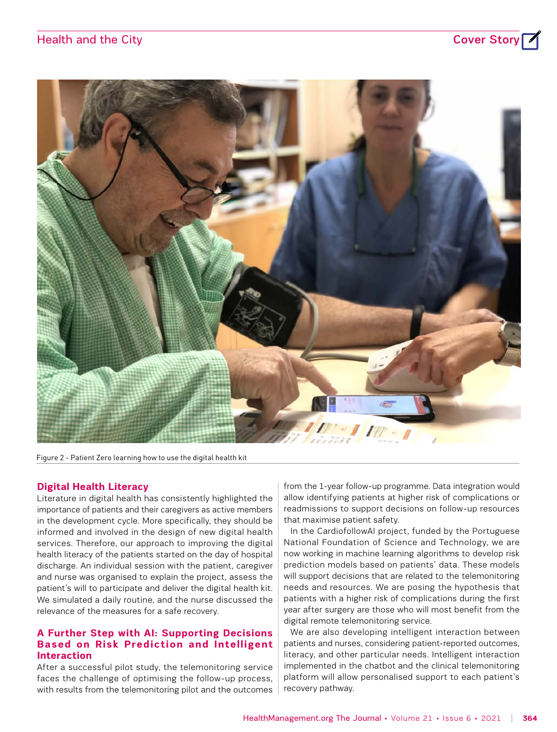Figure 2 - Patient Zero learning how to use the digital health kit

## Digital Health Literacy

Literature in digital health has consistently highlighted the importance of patients and their caregivers as active members in the development cycle. More specifically, they should be informed and involved in the design of new digital health services. Therefore, our approach to improving the digital health literacy of the patients started on the day of hospital discharge. An individual session with the patient, caregiver and nurse was organised to explain the project, assess the patient's will to participate and deliver the digital health kit. We simulated a daily routine, and the nurse discussed the relevance of the measures for a safe recovery.

## A Further Step with AI: Supporting Decisions Based on Risk Prediction and Intelligent Interaction

After a successful pilot study, the telemonitoring service faces the challenge of optimising the follow-up process, with results from the telemonitoring pilot and the outcomes from the 1-year follow-up programme. Data integration would allow identifying patients at higher risk of complications or readmissions to support decisions on follow-up resources that maximise patient safety.

In the CardiofollowAI project, funded by the Portuguese National Foundation of Science and Technology, we are now working in machine learning algorithms to develop risk prediction models based on patients' data. These models will support decisions that are related to the telemonitoring needs and resources. We are posing the hypothesis that patients with a higher risk of complications during the first year after surgery are those who will most benefit from the digital remote telemonitoring service.

We are also developing intelligent interaction between patients and nurses, considering patient-reported outcomes, literacy, and other particular needs. Intelligent interaction implemented in the chatbot and the clinical telemonitoring platform will allow personalised support to each patient's recovery pathway.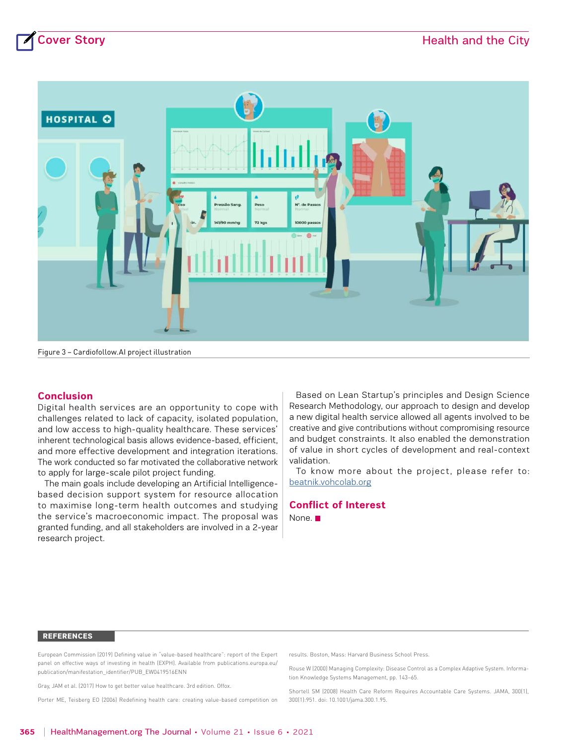Figure 3 – Cardiofollow.AI project illustration

## Conclusion

Digital health services are an opportunity to cope with challenges related to lack of capacity, isolated population, and low access to high-quality healthcare. These services' inherent technological basis allows evidence-based, efficient, and more effective development and integration iterations. The work conducted so far motivated the collaborative network to apply for large-scale pilot project funding.

The main goals include developing an Artificial Intelligence-based decision support system for resource allocation to maximise long-term health outcomes and studying the service's macroeconomic impact. The proposal was granted funding, and all stakeholders are involved in a 2-year research project.

Based on Lean Startup's principles and Design Science Research Methodology, our approach to design and develop a new digital health service allowed all agents involved to be creative and give contributions without compromising resource and budget constraints. It also enabled the demonstration of value in short cycles of development and real-context validation.

To know more about the project, please refer to: beatnik.vohcolab.org

## Conflict of Interest

None. ■

## REFERENCES

European Commission (2019) Defining value in "value-based healthcare": report of the Expert panel on effective ways of investing in health (EXPH). Available from publications.europa.eu/publication/manifestation_identifier/PUB_EW0419516ENN

Gray, JAM et al. (2017) How to get better value healthcare. 3rd edition. Offox.

Porter ME, Teisberg EO (2006) Redefining health care: creating value-based competition on results. Boston, Mass: Harvard Business School Press.

Rouse W (2000) Managing Complexity: Disease Control as a Complex Adaptive System. Information Knowledge Systems Management, pp. 143–65.

Shortell SM (2008) Health Care Reform Requires Accountable Care Systems. JAMA, 300(1), 300(1):951. doi: 10.1001/jama.300.1.95.